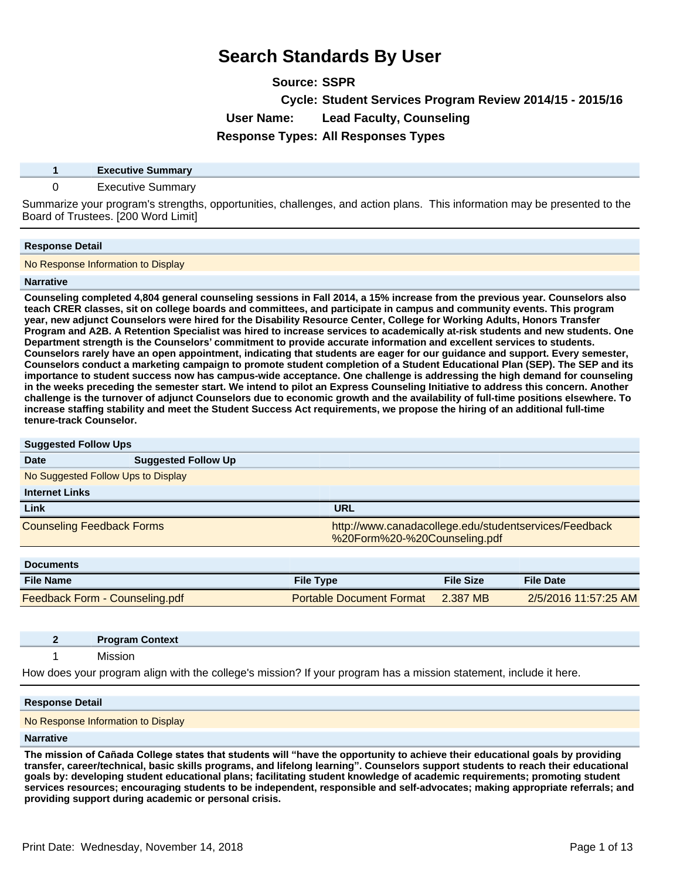# Search Standards By User

**Source:** SSPR
**Cycle:** Student Services Program Review 2014/15 - 2015/16
**User Name:** Lead Faculty, Counseling
**Response Types:** All Responses Types

## 1 Executive Summary

0 Executive Summary

Summarize your program's strengths, opportunities, challenges, and action plans. This information may be presented to the Board of Trustees. [200 Word Limit]

**Response Detail**

No Response Information to Display

**Narrative**

**Counseling completed 4,804 general counseling sessions in Fall 2014, a 15% increase from the previous year. Counselors also teach CRER classes, sit on college boards and committees, and participate in campus and community events. This program year, new adjunct Counselors were hired for the Disability Resource Center, College for Working Adults, Honors Transfer Program and A2B. A Retention Specialist was hired to increase services to academically at-risk students and new students. One Department strength is the Counselors' commitment to provide accurate information and excellent services to students. Counselors rarely have an open appointment, indicating that students are eager for our guidance and support. Every semester, Counselors conduct a marketing campaign to promote student completion of a Student Educational Plan (SEP). The SEP and its importance to student success now has campus-wide acceptance. One challenge is addressing the high demand for counseling in the weeks preceding the semester start. We intend to pilot an Express Counseling Initiative to address this concern. Another challenge is the turnover of adjunct Counselors due to economic growth and the availability of full-time positions elsewhere. To increase staffing stability and meet the Student Success Act requirements, we propose the hiring of an additional full-time tenure-track Counselor.**

**Suggested Follow Ups**

| Date | Suggested Follow Up |
|---|---|
| No Suggested Follow Ups to Display | |

**Internet Links**

| Link | URL |
|---|---|
| Counseling Feedback Forms | http://www.canadacollege.edu/studentservices/Feedback%20Form%20-%20Counseling.pdf |

**Documents**

| File Name | File Type | File Size | File Date |
|---|---|---|---|
| Feedback Form - Counseling.pdf | Portable Document Format | 2.387 MB | 2/5/2016 11:57:25 AM |

## 2 Program Context

1 Mission

How does your program align with the college's mission? If your program has a mission statement, include it here.

**Response Detail**

No Response Information to Display

**Narrative**

**The mission of Cañada College states that students will "have the opportunity to achieve their educational goals by providing transfer, career/technical, basic skills programs, and lifelong learning". Counselors support students to reach their educational goals by: developing student educational plans; facilitating student knowledge of academic requirements; promoting student services resources; encouraging students to be independent, responsible and self-advocates; making appropriate referrals; and providing support during academic or personal crisis.**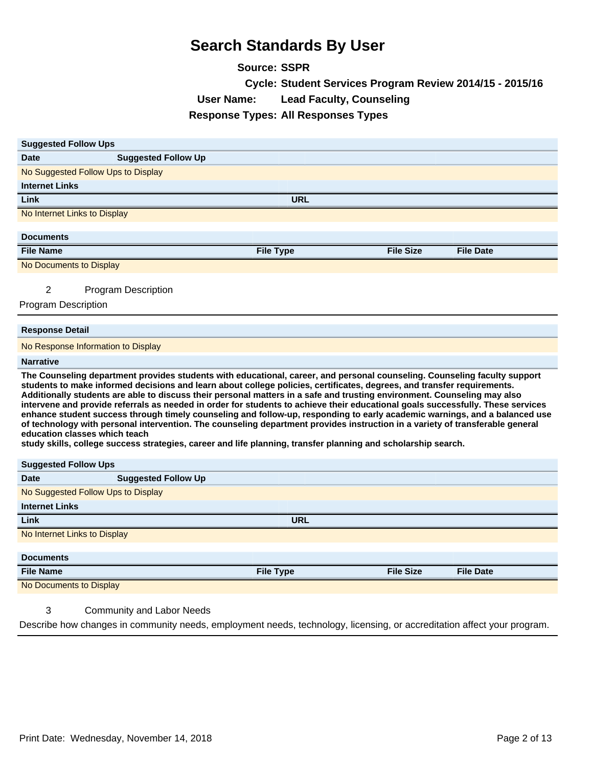# Search Standards By User

**Source:** SSPR

**Cycle:** Student Services Program Review 2014/15 - 2015/16

**User Name:** Lead Faculty, Counseling

**Response Types:** All Responses Types

**Suggested Follow Ups**

| Date | Suggested Follow Up |
|---|---|
| No Suggested Follow Ups to Display | |

**Internet Links**

| Link | URL |
|---|---|
| No Internet Links to Display | |

**Documents**

| File Name | File Type | File Size | File Date |
|---|---|---|---|
| No Documents to Display | | | |

2 Program Description

Program Description

**Response Detail**

No Response Information to Display

**Narrative**

**The Counseling department provides students with educational, career, and personal counseling. Counseling faculty support students to make informed decisions and learn about college policies, certificates, degrees, and transfer requirements. Additionally students are able to discuss their personal matters in a safe and trusting environment. Counseling may also intervene and provide referrals as needed in order for students to achieve their educational goals successfully. These services enhance student success through timely counseling and follow-up, responding to early academic warnings, and a balanced use of technology with personal intervention. The counseling department provides instruction in a variety of transferable general education classes which teach**
**study skills, college success strategies, career and life planning, transfer planning and scholarship search.**

**Suggested Follow Ups**

| Date | Suggested Follow Up |
|---|---|
| No Suggested Follow Ups to Display | |

**Internet Links**

| Link | URL |
|---|---|
| No Internet Links to Display | |

**Documents**

| File Name | File Type | File Size | File Date |
|---|---|---|---|
| No Documents to Display | | | |

3 Community and Labor Needs

Describe how changes in community needs, employment needs, technology, licensing, or accreditation affect your program.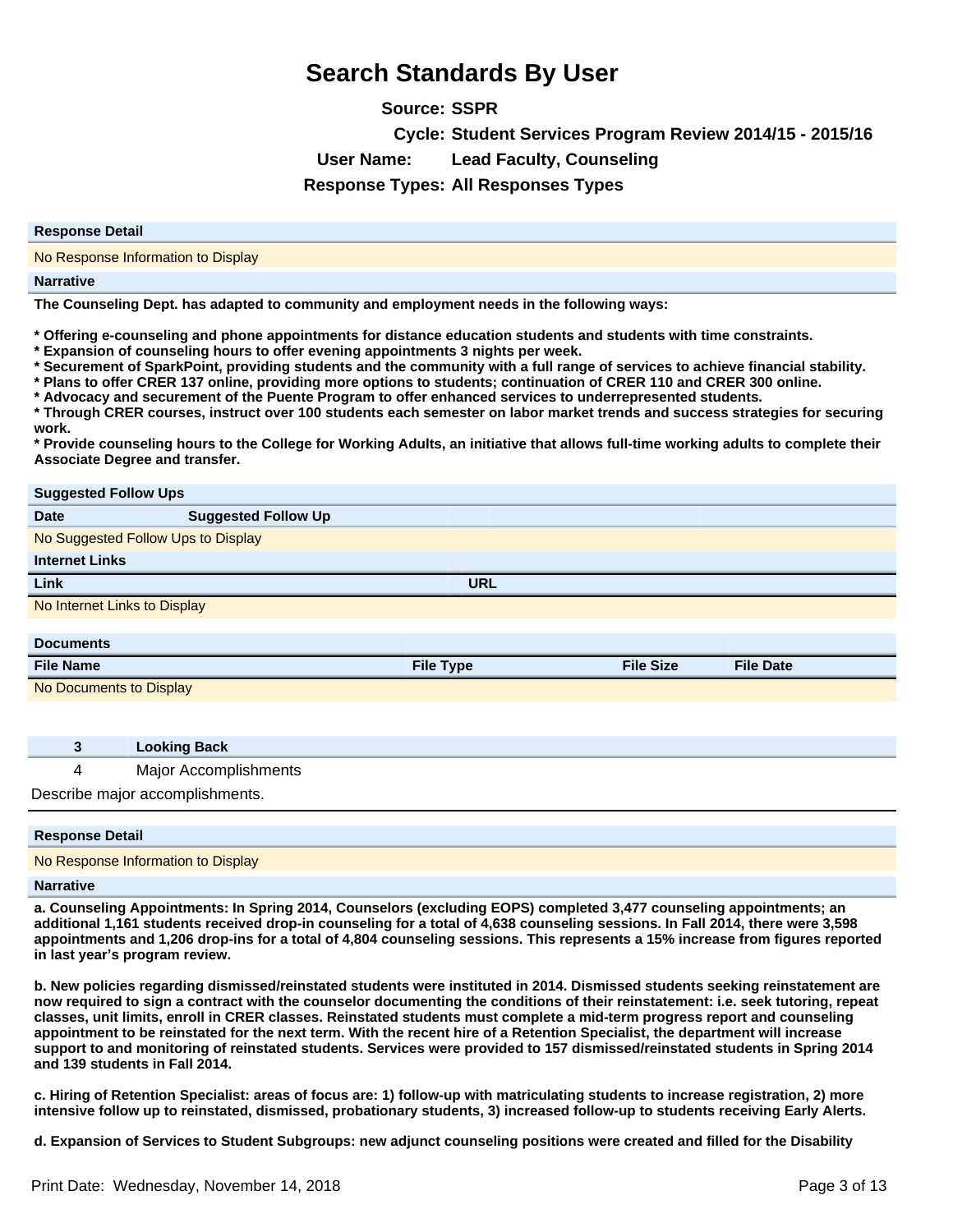# Search Standards By User

**Source:** SSPR

**Cycle:** Student Services Program Review 2014/15 - 2015/16

**User Name:** Lead Faculty, Counseling

**Response Types:** All Responses Types

**Response Detail**

No Response Information to Display

**Narrative**

**The Counseling Dept. has adapted to community and employment needs in the following ways:**

**\* Offering e-counseling and phone appointments for distance education students and students with time constraints.**
**\* Expansion of counseling hours to offer evening appointments 3 nights per week.**
**\* Securement of SparkPoint, providing students and the community with a full range of services to achieve financial stability.**
**\* Plans to offer CRER 137 online, providing more options to students; continuation of CRER 110 and CRER 300 online.**
**\* Advocacy and securement of the Puente Program to offer enhanced services to underrepresented students.**
**\* Through CRER courses, instruct over 100 students each semester on labor market trends and success strategies for securing work.**
**\* Provide counseling hours to the College for Working Adults, an initiative that allows full-time working adults to complete their Associate Degree and transfer.**

**Suggested Follow Ups**

| Date | Suggested Follow Up |
|---|---|
| No Suggested Follow Ups to Display | |

**Internet Links**

| Link | URL |
|---|---|
| No Internet Links to Display | |

**Documents**

| File Name | File Type | File Size | File Date |
|---|---|---|---|
| No Documents to Display | | | |

| 3 | Looking Back |
|---|---|
| 4 | Major Accomplishments |

Describe major accomplishments.

**Response Detail**

No Response Information to Display

**Narrative**

**a. Counseling Appointments: In Spring 2014, Counselors (excluding EOPS) completed 3,477 counseling appointments; an additional 1,161 students received drop-in counseling for a total of 4,638 counseling sessions. In Fall 2014, there were 3,598 appointments and 1,206 drop-ins for a total of 4,804 counseling sessions. This represents a 15% increase from figures reported in last year's program review.**

**b. New policies regarding dismissed/reinstated students were instituted in 2014. Dismissed students seeking reinstatement are now required to sign a contract with the counselor documenting the conditions of their reinstatement: i.e. seek tutoring, repeat classes, unit limits, enroll in CRER classes. Reinstated students must complete a mid-term progress report and counseling appointment to be reinstated for the next term. With the recent hire of a Retention Specialist, the department will increase support to and monitoring of reinstated students. Services were provided to 157 dismissed/reinstated students in Spring 2014 and 139 students in Fall 2014.**

**c. Hiring of Retention Specialist: areas of focus are: 1) follow-up with matriculating students to increase registration, 2) more intensive follow up to reinstated, dismissed, probationary students, 3) increased follow-up to students receiving Early Alerts.**

**d. Expansion of Services to Student Subgroups: new adjunct counseling positions were created and filled for the Disability**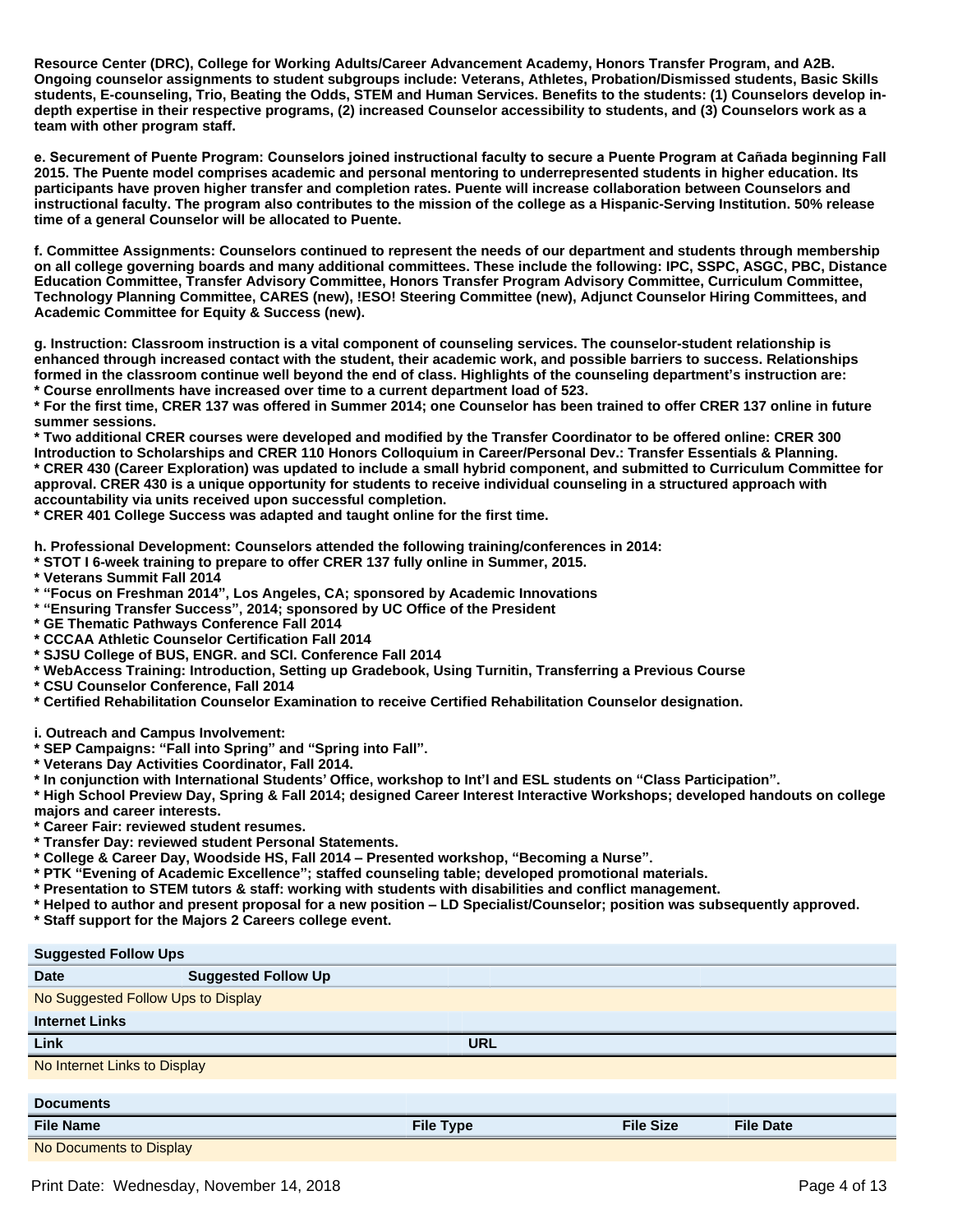**Resource Center (DRC), College for Working Adults/Career Advancement Academy, Honors Transfer Program, and A2B. Ongoing counselor assignments to student subgroups include: Veterans, Athletes, Probation/Dismissed students, Basic Skills students, E-counseling, Trio, Beating the Odds, STEM and Human Services. Benefits to the students: (1) Counselors develop in-depth expertise in their respective programs, (2) increased Counselor accessibility to students, and (3) Counselors work as a team with other program staff.**

**e. Securement of Puente Program: Counselors joined instructional faculty to secure a Puente Program at Cañada beginning Fall 2015. The Puente model comprises academic and personal mentoring to underrepresented students in higher education. Its participants have proven higher transfer and completion rates. Puente will increase collaboration between Counselors and instructional faculty. The program also contributes to the mission of the college as a Hispanic-Serving Institution. 50% release time of a general Counselor will be allocated to Puente.**

**f. Committee Assignments: Counselors continued to represent the needs of our department and students through membership on all college governing boards and many additional committees. These include the following: IPC, SSPC, ASGC, PBC, Distance Education Committee, Transfer Advisory Committee, Honors Transfer Program Advisory Committee, Curriculum Committee, Technology Planning Committee, CARES (new), !ESO! Steering Committee (new), Adjunct Counselor Hiring Committees, and Academic Committee for Equity & Success (new).**

**g. Instruction: Classroom instruction is a vital component of counseling services. The counselor-student relationship is enhanced through increased contact with the student, their academic work, and possible barriers to success. Relationships formed in the classroom continue well beyond the end of class. Highlights of the counseling department's instruction are:**
**\* Course enrollments have increased over time to a current department load of 523.**
**\* For the first time, CRER 137 was offered in Summer 2014; one Counselor has been trained to offer CRER 137 online in future summer sessions.**
**\* Two additional CRER courses were developed and modified by the Transfer Coordinator to be offered online: CRER 300 Introduction to Scholarships and CRER 110 Honors Colloquium in Career/Personal Dev.: Transfer Essentials & Planning.**
**\* CRER 430 (Career Exploration) was updated to include a small hybrid component, and submitted to Curriculum Committee for approval. CRER 430 is a unique opportunity for students to receive individual counseling in a structured approach with accountability via units received upon successful completion.**
**\* CRER 401 College Success was adapted and taught online for the first time.**

**h. Professional Development: Counselors attended the following training/conferences in 2014:**
**\* STOT I 6-week training to prepare to offer CRER 137 fully online in Summer, 2015.**
**\* Veterans Summit Fall 2014**
**\* "Focus on Freshman 2014", Los Angeles, CA; sponsored by Academic Innovations**
**\* "Ensuring Transfer Success", 2014; sponsored by UC Office of the President**
**\* GE Thematic Pathways Conference Fall 2014**
**\* CCCAA Athletic Counselor Certification Fall 2014**
**\* SJSU College of BUS, ENGR. and SCI. Conference Fall 2014**
**\* WebAccess Training: Introduction, Setting up Gradebook, Using Turnitin, Transferring a Previous Course**
**\* CSU Counselor Conference, Fall 2014**
**\* Certified Rehabilitation Counselor Examination to receive Certified Rehabilitation Counselor designation.**

**i. Outreach and Campus Involvement:**
**\* SEP Campaigns: "Fall into Spring" and "Spring into Fall".**
**\* Veterans Day Activities Coordinator, Fall 2014.**
**\* In conjunction with International Students' Office, workshop to Int'l and ESL students on "Class Participation".**
**\* High School Preview Day, Spring & Fall 2014; designed Career Interest Interactive Workshops; developed handouts on college majors and career interests.**
**\* Career Fair: reviewed student resumes.**
**\* Transfer Day: reviewed student Personal Statements.**
**\* College & Career Day, Woodside HS, Fall 2014 – Presented workshop, "Becoming a Nurse".**
**\* PTK "Evening of Academic Excellence"; staffed counseling table; developed promotional materials.**
**\* Presentation to STEM tutors & staff: working with students with disabilities and conflict management.**
**\* Helped to author and present proposal for a new position – LD Specialist/Counselor; position was subsequently approved.**
**\* Staff support for the Majors 2 Careers college event.**

**Suggested Follow Ups**

| Date | Suggested Follow Up |
|---|---|
| No Suggested Follow Ups to Display | |

**Internet Links**

| Link | URL |
|---|---|
| No Internet Links to Display | |

**Documents**

| File Name | File Type | File Size | File Date |
|---|---|---|---|
| No Documents to Display | | | |

Print Date: Wednesday, November 14, 2018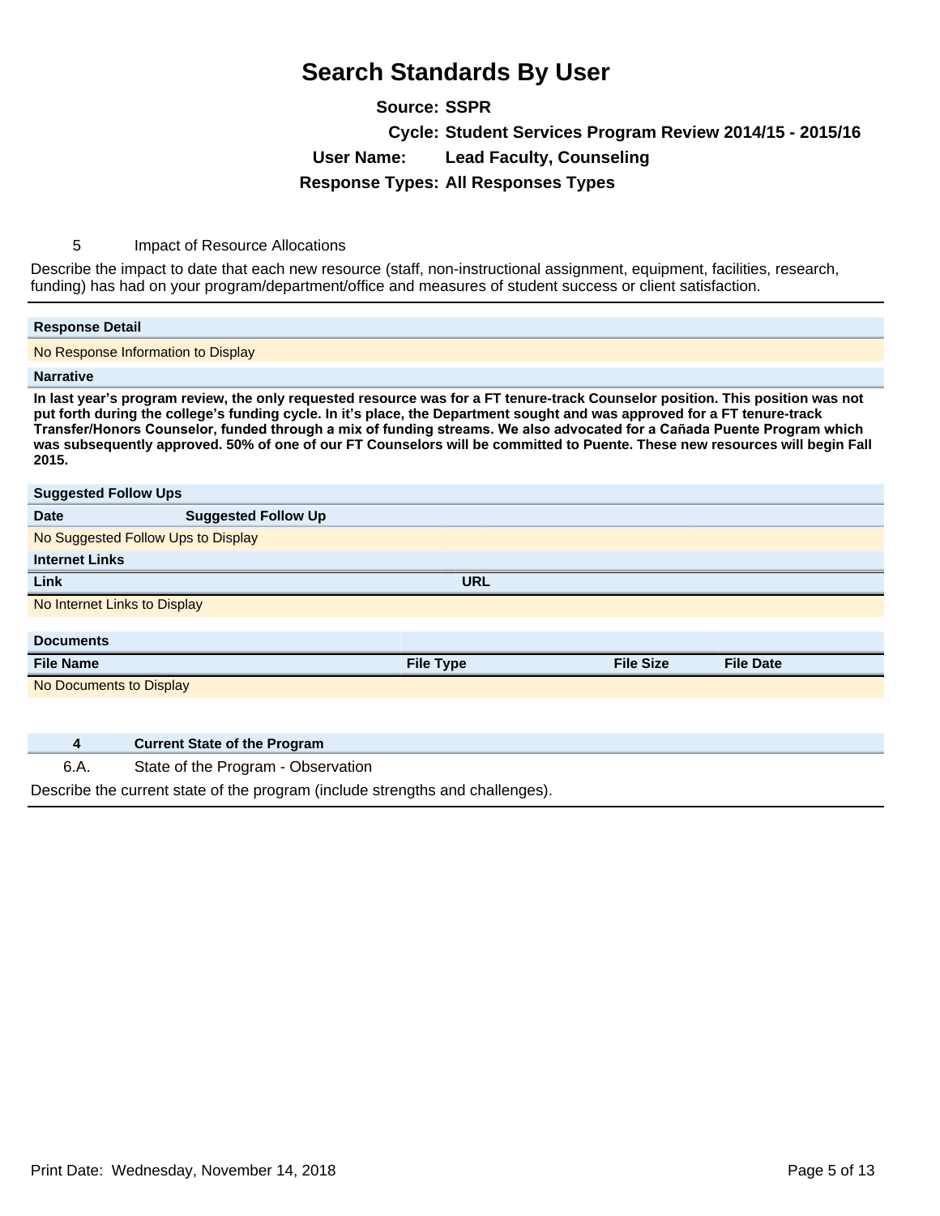# Search Standards By User

**Source:** SSPR
**Cycle:** Student Services Program Review 2014/15 - 2015/16
**User Name:** Lead Faculty, Counseling
**Response Types:** All Responses Types

5 Impact of Resource Allocations

Describe the impact to date that each new resource (staff, non-instructional assignment, equipment, facilities, research, funding) has had on your program/department/office and measures of student success or client satisfaction.

**Response Detail**

No Response Information to Display

**Narrative**

**In last year's program review, the only requested resource was for a FT tenure-track Counselor position. This position was not put forth during the college's funding cycle. In it's place, the Department sought and was approved for a FT tenure-track Transfer/Honors Counselor, funded through a mix of funding streams. We also advocated for a Cañada Puente Program which was subsequently approved. 50% of one of our FT Counselors will be committed to Puente. These new resources will begin Fall 2015.**

**Suggested Follow Ups**

| Date | Suggested Follow Up |
|---|---|
| No Suggested Follow Ups to Display | |

**Internet Links**

| Link | URL |
|---|---|
| No Internet Links to Display | |

**Documents**

| File Name | File Type | File Size | File Date |
|---|---|---|---|
| No Documents to Display | | | |

**4 Current State of the Program**

6.A. State of the Program - Observation

Describe the current state of the program (include strengths and challenges).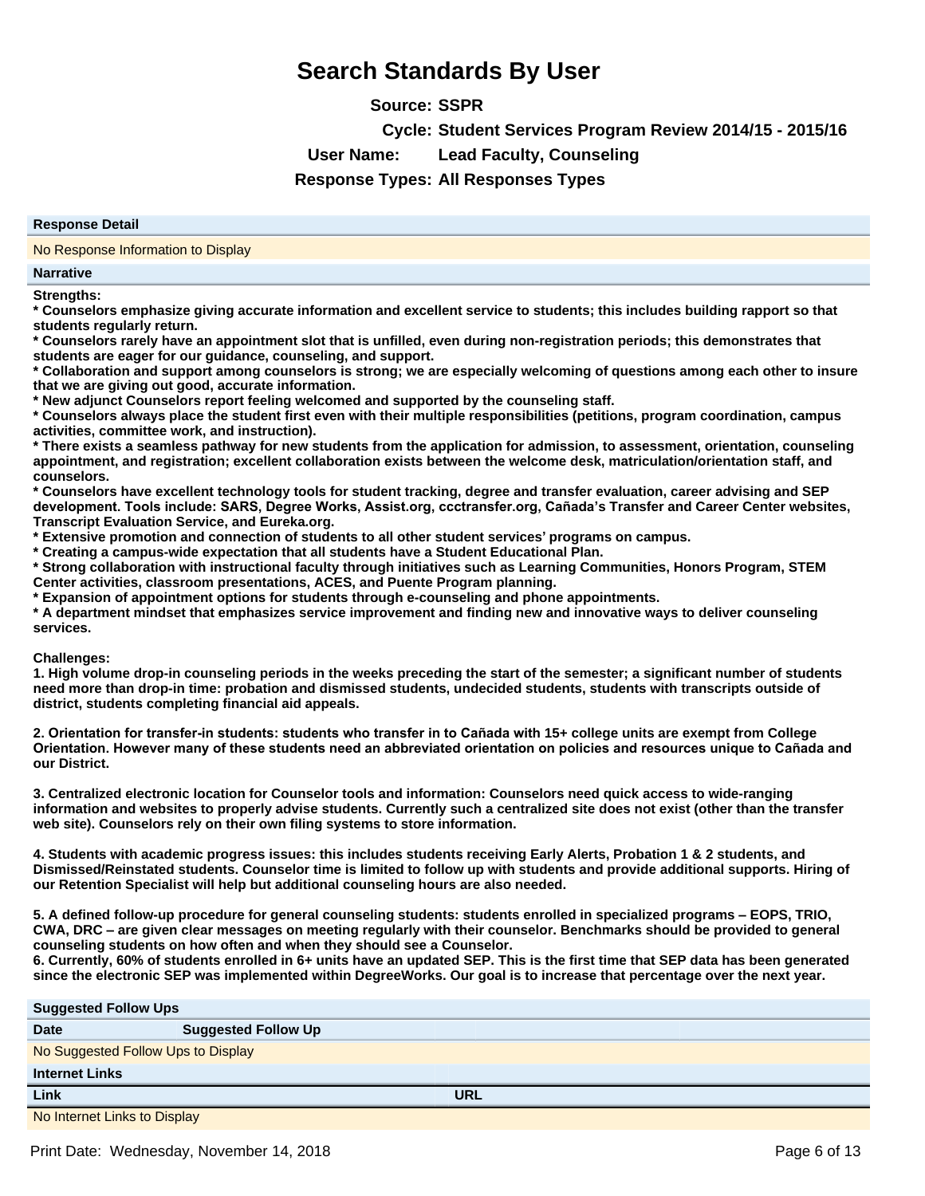# Search Standards By User

**Source:** SSPR

**Cycle:** Student Services Program Review 2014/15 - 2015/16

**User Name:** Lead Faculty, Counseling

**Response Types:** All Responses Types

| Response Detail |
|---|
| No Response Information to Display |

**Narrative**

**Strengths:**

**\* Counselors emphasize giving accurate information and excellent service to students; this includes building rapport so that students regularly return.**

**\* Counselors rarely have an appointment slot that is unfilled, even during non-registration periods; this demonstrates that students are eager for our guidance, counseling, and support.**

**\* Collaboration and support among counselors is strong; we are especially welcoming of questions among each other to insure that we are giving out good, accurate information.**

**\* New adjunct Counselors report feeling welcomed and supported by the counseling staff.**

**\* Counselors always place the student first even with their multiple responsibilities (petitions, program coordination, campus activities, committee work, and instruction).**

**\* There exists a seamless pathway for new students from the application for admission, to assessment, orientation, counseling appointment, and registration; excellent collaboration exists between the welcome desk, matriculation/orientation staff, and counselors.**

**\* Counselors have excellent technology tools for student tracking, degree and transfer evaluation, career advising and SEP development. Tools include: SARS, Degree Works, Assist.org, ccctransfer.org, Cañada's Transfer and Career Center websites, Transcript Evaluation Service, and Eureka.org.**

**\* Extensive promotion and connection of students to all other student services' programs on campus.**

**\* Creating a campus-wide expectation that all students have a Student Educational Plan.**

**\* Strong collaboration with instructional faculty through initiatives such as Learning Communities, Honors Program, STEM Center activities, classroom presentations, ACES, and Puente Program planning.**

**\* Expansion of appointment options for students through e-counseling and phone appointments.**

**\* A department mindset that emphasizes service improvement and finding new and innovative ways to deliver counseling services.**

**Challenges:**

**1. High volume drop-in counseling periods in the weeks preceding the start of the semester; a significant number of students need more than drop-in time: probation and dismissed students, undecided students, students with transcripts outside of district, students completing financial aid appeals.**

**2. Orientation for transfer-in students: students who transfer in to Cañada with 15+ college units are exempt from College Orientation. However many of these students need an abbreviated orientation on policies and resources unique to Cañada and our District.**

**3. Centralized electronic location for Counselor tools and information: Counselors need quick access to wide-ranging information and websites to properly advise students. Currently such a centralized site does not exist (other than the transfer web site). Counselors rely on their own filing systems to store information.**

**4. Students with academic progress issues: this includes students receiving Early Alerts, Probation 1 & 2 students, and Dismissed/Reinstated students. Counselor time is limited to follow up with students and provide additional supports. Hiring of our Retention Specialist will help but additional counseling hours are also needed.**

**5. A defined follow-up procedure for general counseling students: students enrolled in specialized programs – EOPS, TRIO, CWA, DRC – are given clear messages on meeting regularly with their counselor. Benchmarks should be provided to general counseling students on how often and when they should see a Counselor.**

**6. Currently, 60% of students enrolled in 6+ units have an updated SEP. This is the first time that SEP data has been generated since the electronic SEP was implemented within DegreeWorks. Our goal is to increase that percentage over the next year.**

**Suggested Follow Ups**

| Date | Suggested Follow Up |
|---|---|
| No Suggested Follow Ups to Display | |

**Internet Links**

| Link | URL |
|---|---|
| No Internet Links to Display | |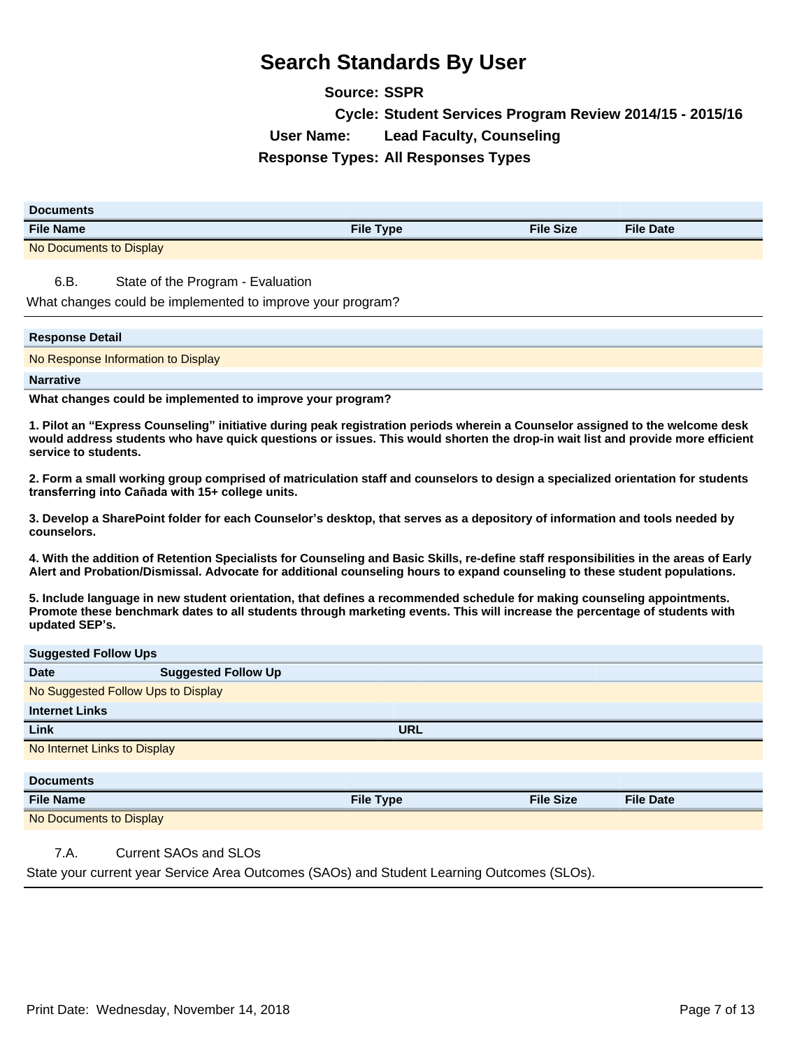# Search Standards By User

**Source: SSPR**

**Cycle: Student Services Program Review 2014/15 - 2015/16**

**User Name: Lead Faculty, Counseling**

**Response Types: All Responses Types**

| Documents | | | |
|---|---|---|---|
| **File Name** | **File Type** | **File Size** | **File Date** |
| No Documents to Display | | | |

6.B. State of the Program - Evaluation

What changes could be implemented to improve your program?

| Response Detail |
|---|
| No Response Information to Display |

**Narrative**

**What changes could be implemented to improve your program?**

**1. Pilot an "Express Counseling" initiative during peak registration periods wherein a Counselor assigned to the welcome desk would address students who have quick questions or issues. This would shorten the drop-in wait list and provide more efficient service to students.**

**2. Form a small working group comprised of matriculation staff and counselors to design a specialized orientation for students transferring into Cañada with 15+ college units.**

**3. Develop a SharePoint folder for each Counselor's desktop, that serves as a depository of information and tools needed by counselors.**

**4. With the addition of Retention Specialists for Counseling and Basic Skills, re-define staff responsibilities in the areas of Early Alert and Probation/Dismissal. Advocate for additional counseling hours to expand counseling to these student populations.**

**5. Include language in new student orientation, that defines a recommended schedule for making counseling appointments. Promote these benchmark dates to all students through marketing events. This will increase the percentage of students with updated SEP's.**

| Suggested Follow Ups | |
|---|---|
| **Date** | **Suggested Follow Up** |
| No Suggested Follow Ups to Display | |

| Internet Links | |
|---|---|
| **Link** | **URL** |
| No Internet Links to Display | |

| Documents | | | |
|---|---|---|---|
| **File Name** | **File Type** | **File Size** | **File Date** |
| No Documents to Display | | | |

7.A. Current SAOs and SLOs

State your current year Service Area Outcomes (SAOs) and Student Learning Outcomes (SLOs).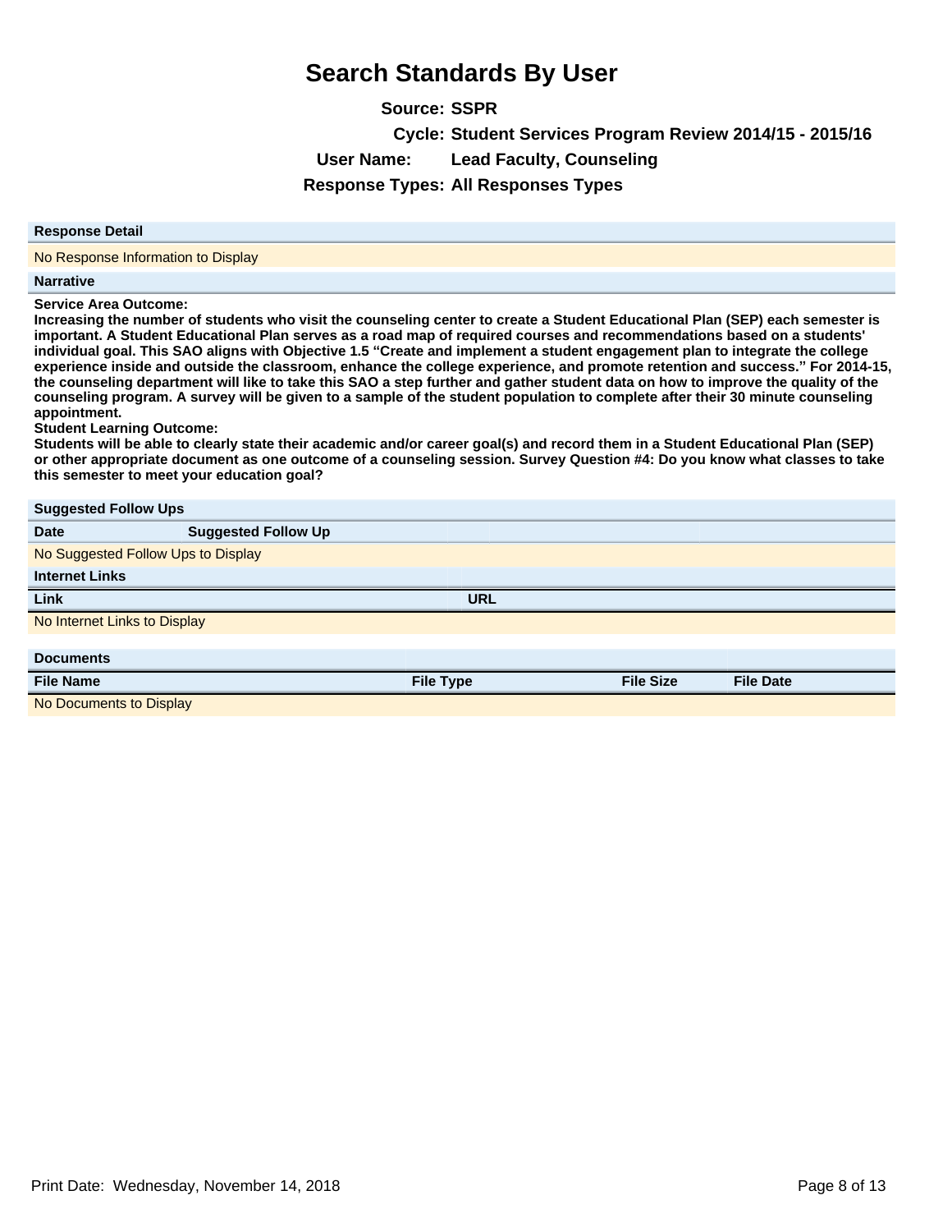# Search Standards By User

**Source:** SSPR

**Cycle:** Student Services Program Review 2014/15 - 2015/16

**User Name:** Lead Faculty, Counseling

**Response Types:** All Responses Types

| Response Detail |
| --- |
| No Response Information to Display |

**Narrative**

**Service Area Outcome:**
**Increasing the number of students who visit the counseling center to create a Student Educational Plan (SEP) each semester is important. A Student Educational Plan serves as a road map of required courses and recommendations based on a students' individual goal. This SAO aligns with Objective 1.5 "Create and implement a student engagement plan to integrate the college experience inside and outside the classroom, enhance the college experience, and promote retention and success." For 2014-15, the counseling department will like to take this SAO a step further and gather student data on how to improve the quality of the counseling program. A survey will be given to a sample of the student population to complete after their 30 minute counseling appointment.**
**Student Learning Outcome:**
**Students will be able to clearly state their academic and/or career goal(s) and record them in a Student Educational Plan (SEP) or other appropriate document as one outcome of a counseling session. Survey Question #4: Do you know what classes to take this semester to meet your education goal?**

**Suggested Follow Ups**

| Date | Suggested Follow Up |
| --- | --- |
| No Suggested Follow Ups to Display | |

**Internet Links**

| Link | URL |
| --- | --- |
| No Internet Links to Display | |

**Documents**

| File Name | File Type | File Size | File Date |
| --- | --- | --- | --- |
| No Documents to Display | | | |

Print Date: Wednesday, November 14, 2018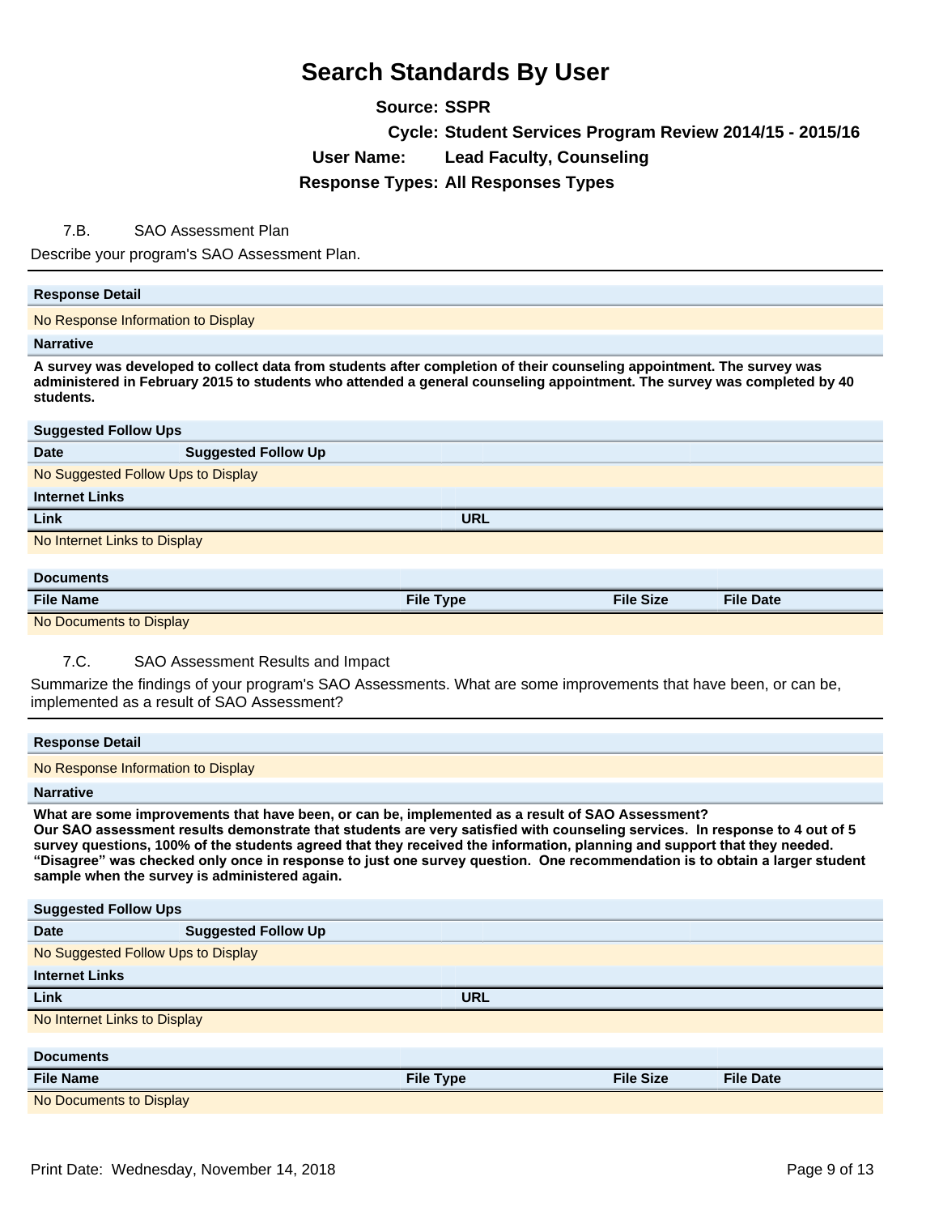# Search Standards By User

**Source:** SSPR
**Cycle:** Student Services Program Review 2014/15 - 2015/16
**User Name:** Lead Faculty, Counseling
**Response Types:** All Responses Types

## 7.B. SAO Assessment Plan

Describe your program's SAO Assessment Plan.

**Response Detail**

No Response Information to Display

**Narrative**

**A survey was developed to collect data from students after completion of their counseling appointment. The survey was administered in February 2015 to students who attended a general counseling appointment. The survey was completed by 40 students.**

**Suggested Follow Ups**

| Date | Suggested Follow Up |
|---|---|
| No Suggested Follow Ups to Display | |

**Internet Links**

| Link | URL |
|---|---|
| No Internet Links to Display | |

**Documents**

| File Name | File Type | File Size | File Date |
|---|---|---|---|
| No Documents to Display | | | |

## 7.C. SAO Assessment Results and Impact

Summarize the findings of your program's SAO Assessments. What are some improvements that have been, or can be, implemented as a result of SAO Assessment?

**Response Detail**

No Response Information to Display

**Narrative**

**What are some improvements that have been, or can be, implemented as a result of SAO Assessment?**
**Our SAO assessment results demonstrate that students are very satisfied with counseling services. In response to 4 out of 5 survey questions, 100% of the students agreed that they received the information, planning and support that they needed. "Disagree" was checked only once in response to just one survey question. One recommendation is to obtain a larger student sample when the survey is administered again.**

**Suggested Follow Ups**

| Date | Suggested Follow Up |
|---|---|
| No Suggested Follow Ups to Display | |

**Internet Links**

| Link | URL |
|---|---|
| No Internet Links to Display | |

**Documents**

| File Name | File Type | File Size | File Date |
|---|---|---|---|
| No Documents to Display | | | |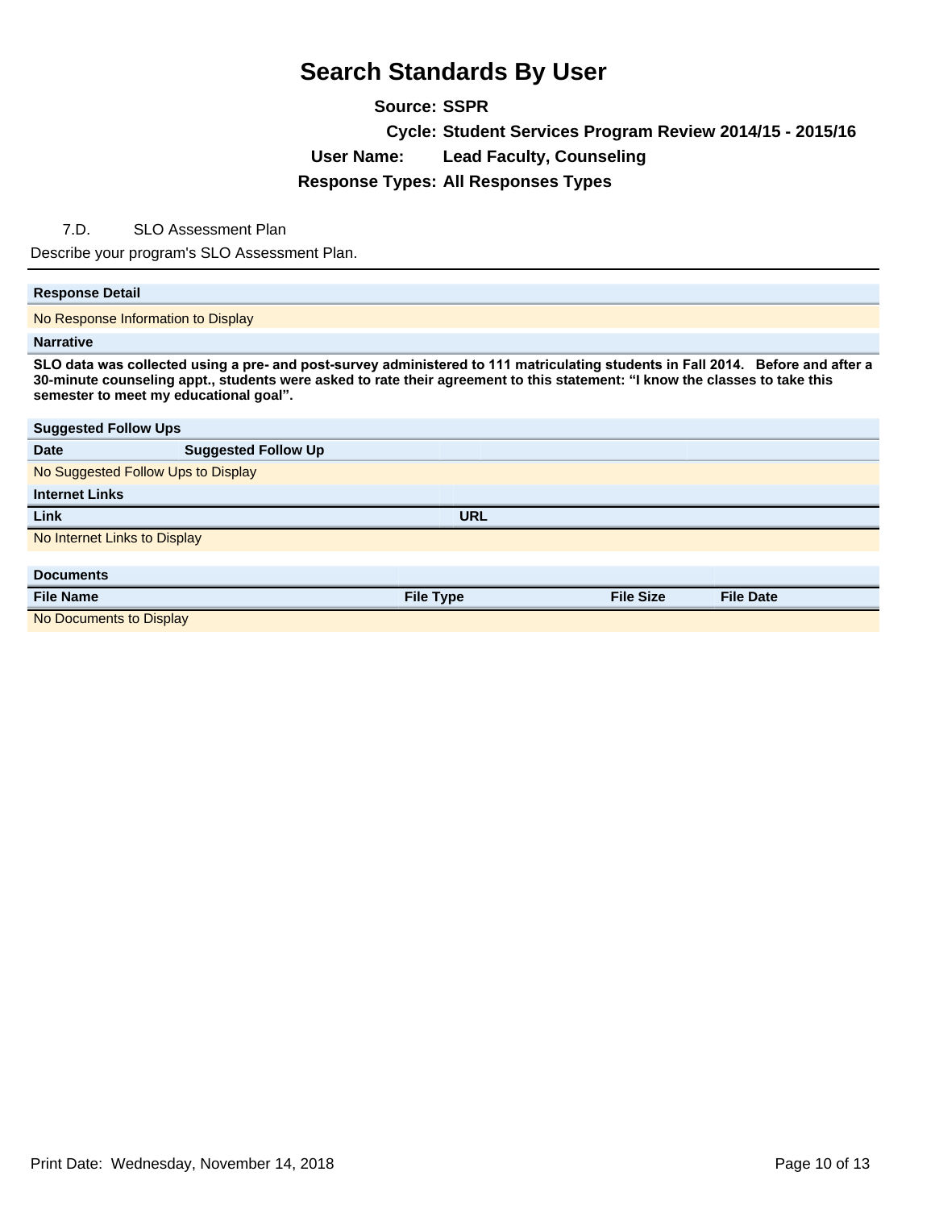# Search Standards By User

**Source:** SSPR
**Cycle:** Student Services Program Review 2014/15 - 2015/16
**User Name:** Lead Faculty, Counseling
**Response Types:** All Responses Types

7.D. SLO Assessment Plan

Describe your program's SLO Assessment Plan.

---

**Response Detail**

No Response Information to Display

**Narrative**

**SLO data was collected using a pre- and post-survey administered to 111 matriculating students in Fall 2014. Before and after a 30-minute counseling appt., students were asked to rate their agreement to this statement: "I know the classes to take this semester to meet my educational goal".**

**Suggested Follow Ups**

| Date | Suggested Follow Up |
|---|---|
| No Suggested Follow Ups to Display | |

**Internet Links**

| Link | URL |
|---|---|
| No Internet Links to Display | |

**Documents**

| File Name | File Type | File Size | File Date |
|---|---|---|---|
| No Documents to Display | | | |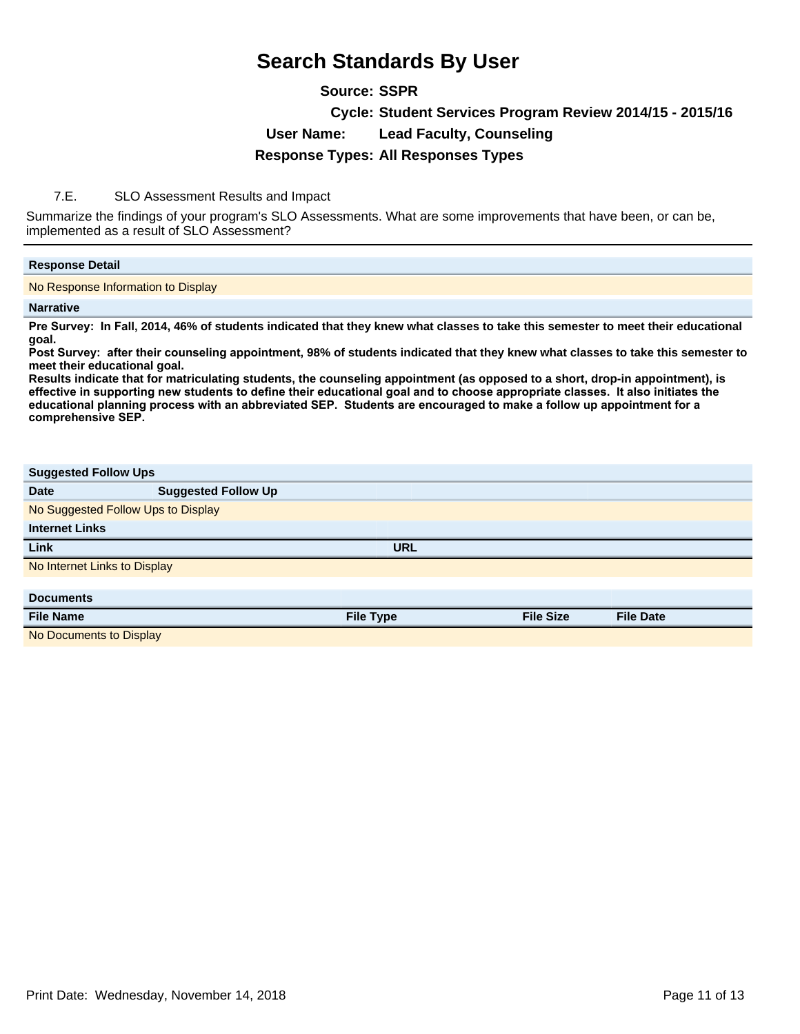# Search Standards By User

**Source:** SSPR

**Cycle:** Student Services Program Review 2014/15 - 2015/16

**User Name:** Lead Faculty, Counseling

**Response Types:** All Responses Types

7.E. SLO Assessment Results and Impact

Summarize the findings of your program's SLO Assessments. What are some improvements that have been, or can be, implemented as a result of SLO Assessment?

**Response Detail**

No Response Information to Display

**Narrative**

**Pre Survey: In Fall, 2014, 46% of students indicated that they knew what classes to take this semester to meet their educational goal.**
**Post Survey: after their counseling appointment, 98% of students indicated that they knew what classes to take this semester to meet their educational goal.**
**Results indicate that for matriculating students, the counseling appointment (as opposed to a short, drop-in appointment), is effective in supporting new students to define their educational goal and to choose appropriate classes. It also initiates the educational planning process with an abbreviated SEP. Students are encouraged to make a follow up appointment for a comprehensive SEP.**

**Suggested Follow Ups**

| Date | Suggested Follow Up |
|---|---|
| No Suggested Follow Ups to Display | |

**Internet Links**

| Link | URL |
|---|---|
| No Internet Links to Display | |

**Documents**

| File Name | File Type | File Size | File Date |
|---|---|---|---|
| No Documents to Display | | | |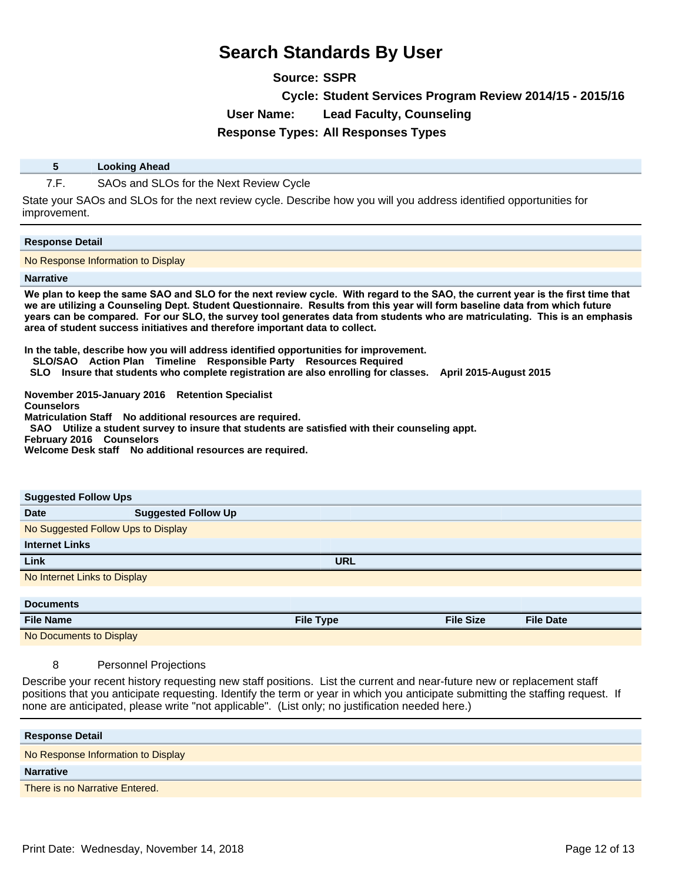# Search Standards By User

**Source:** SSPR

**Cycle:** Student Services Program Review 2014/15 - 2015/16

**User Name:** Lead Faculty, Counseling

**Response Types:** All Responses Types

| 5 | Looking Ahead |
|---|---|

7.F. SAOs and SLOs for the Next Review Cycle

State your SAOs and SLOs for the next review cycle. Describe how you will you address identified opportunities for improvement.

**Response Detail**

No Response Information to Display

**Narrative**

**We plan to keep the same SAO and SLO for the next review cycle. With regard to the SAO, the current year is the first time that we are utilizing a Counseling Dept. Student Questionnaire. Results from this year will form baseline data from which future years can be compared. For our SLO, the survey tool generates data from students who are matriculating. This is an emphasis area of student success initiatives and therefore important data to collect.**

**In the table, describe how you will address identified opportunities for improvement.**
**SLO/SAO Action Plan Timeline Responsible Party Resources Required**
**SLO Insure that students who complete registration are also enrolling for classes. April 2015-August 2015**

**November 2015-January 2016 Retention Specialist**
**Counselors**
**Matriculation Staff No additional resources are required.**
**SAO Utilize a student survey to insure that students are satisfied with their counseling appt.**
**February 2016 Counselors**
**Welcome Desk staff No additional resources are required.**

**Suggested Follow Ups**

| Date | Suggested Follow Up |
|---|---|
| No Suggested Follow Ups to Display | |

**Internet Links**

| Link | URL |
|---|---|
| No Internet Links to Display | |

**Documents**

| File Name | File Type | File Size | File Date |
|---|---|---|---|
| No Documents to Display | | | |

8 Personnel Projections

Describe your recent history requesting new staff positions. List the current and near-future new or replacement staff positions that you anticipate requesting. Identify the term or year in which you anticipate submitting the staffing request. If none are anticipated, please write "not applicable". (List only; no justification needed here.)

**Response Detail**

No Response Information to Display

**Narrative**

There is no Narrative Entered.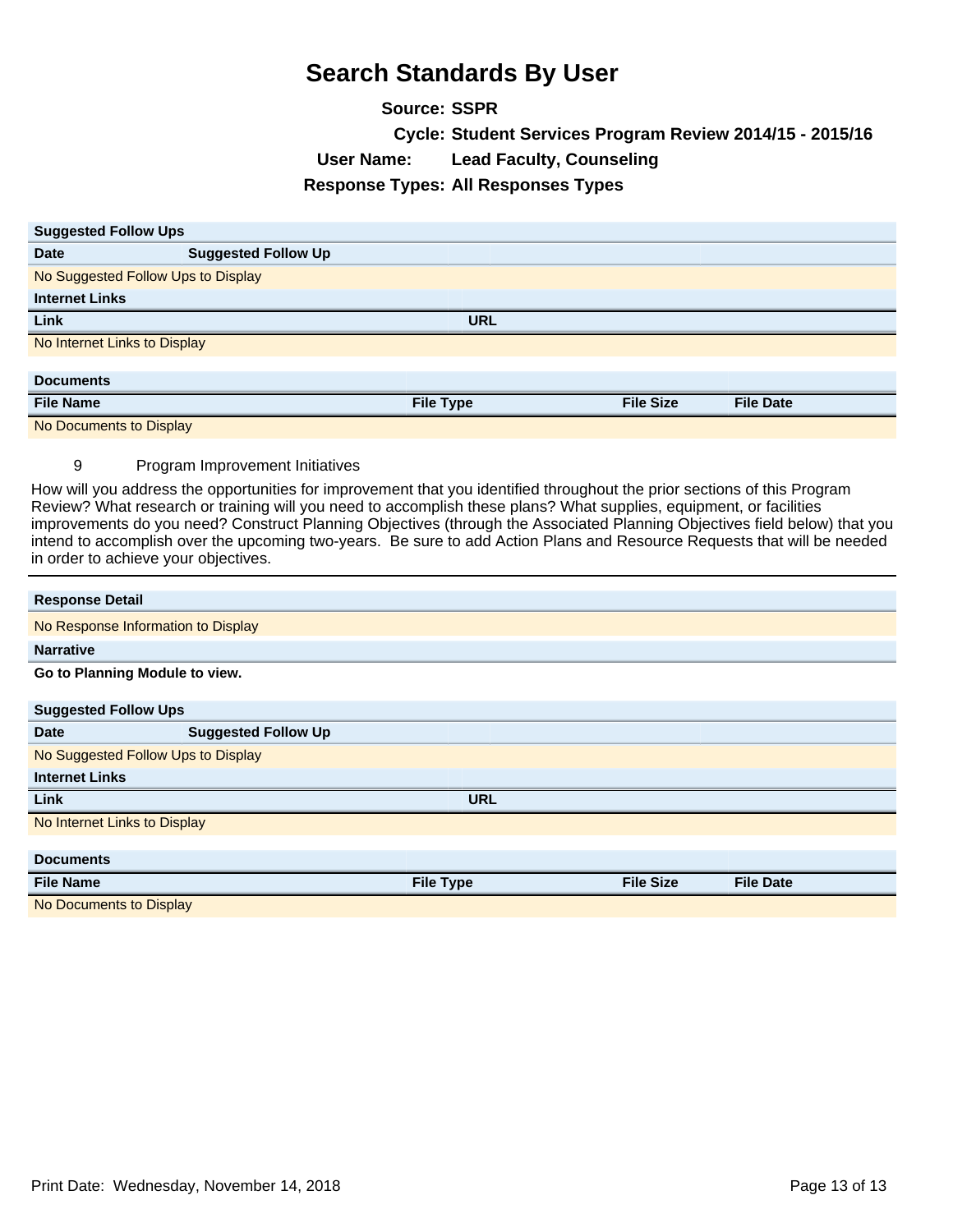# Search Standards By User

**Source:** SSPR

**Cycle:** Student Services Program Review 2014/15 - 2015/16

**User Name:** Lead Faculty, Counseling

**Response Types:** All Responses Types

**Suggested Follow Ups**

| Date | Suggested Follow Up |
|---|---|
| No Suggested Follow Ups to Display | |

**Internet Links**

| Link | URL |
|---|---|
| No Internet Links to Display | |

**Documents**

| File Name | File Type | File Size | File Date |
|---|---|---|---|
| No Documents to Display | | | |

9 Program Improvement Initiatives

How will you address the opportunities for improvement that you identified throughout the prior sections of this Program Review? What research or training will you need to accomplish these plans? What supplies, equipment, or facilities improvements do you need? Construct Planning Objectives (through the Associated Planning Objectives field below) that you intend to accomplish over the upcoming two-years. Be sure to add Action Plans and Resource Requests that will be needed in order to achieve your objectives.

**Response Detail**

No Response Information to Display

**Narrative**

**Go to Planning Module to view.**

**Suggested Follow Ups**

| Date | Suggested Follow Up |
|---|---|
| No Suggested Follow Ups to Display | |

**Internet Links**

| Link | URL |
|---|---|
| No Internet Links to Display | |

**Documents**

| File Name | File Type | File Size | File Date |
|---|---|---|---|
| No Documents to Display | | | |

Print Date: Wednesday, November 14, 2018